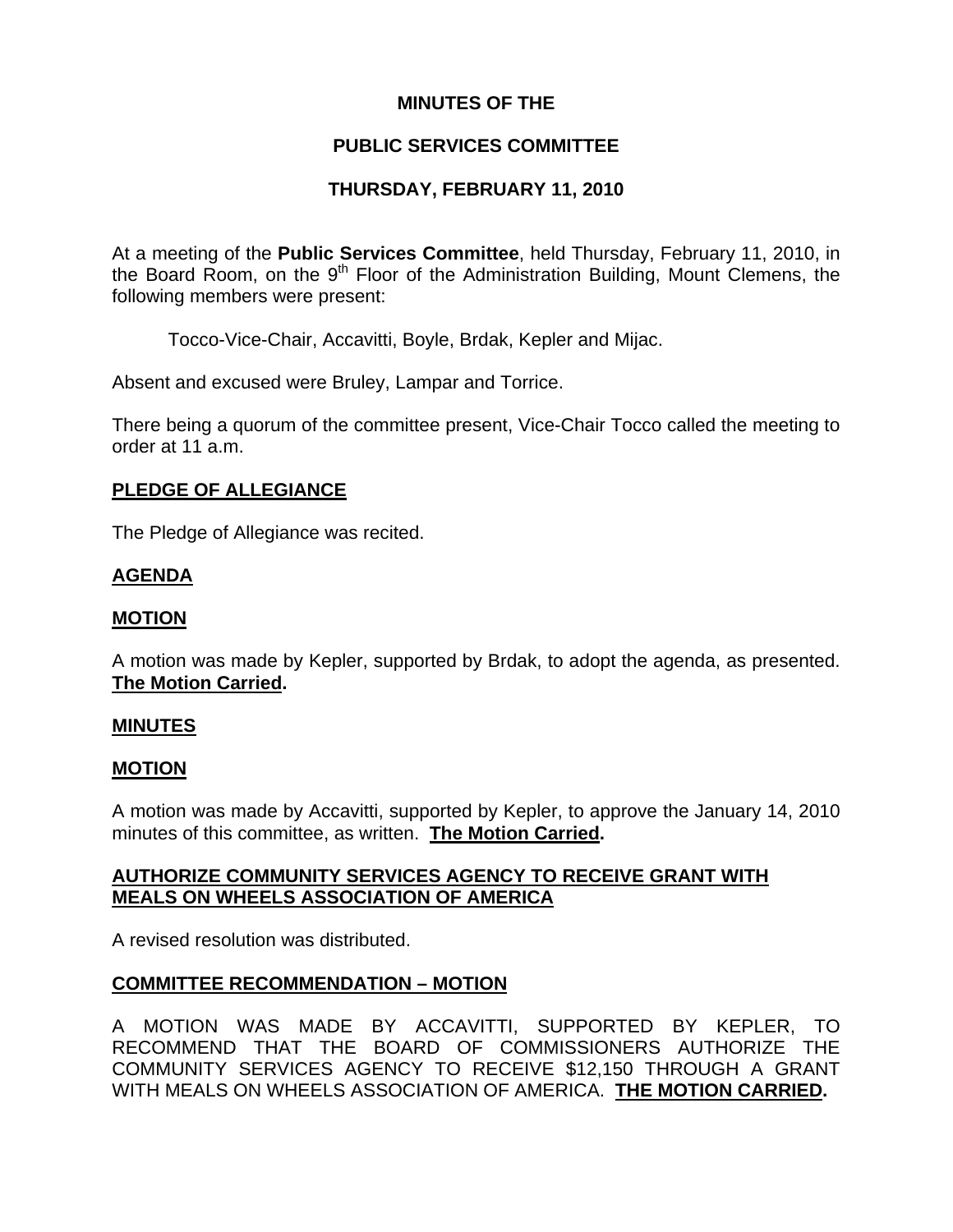# MINUTES OF THE

# PUBLIC SERVICES COMMITTEE

# THURSDAY, FEBRUARY 11, 2010

At a meeting of the **Public Services Committee**, held Thursday, February 11, 2010, in the Board Room, on the 9th Floor of the Administration Building, Mount Clemens, the following members were present:

Tocco-Vice-Chair, Accavitti, Boyle, Brdak, Kepler and Mijac.

Absent and excused were Bruley, Lampar and Torrice.

There being a quorum of the committee present, Vice-Chair Tocco called the meeting to order at 11 a.m.

## PLEDGE OF ALLEGIANCE

The Pledge of Allegiance was recited.

## AGENDA

## MOTION

A motion was made by Kepler, supported by Brdak, to adopt the agenda, as presented. **The Motion Carried.**

## MINUTES

## MOTION

A motion was made by Accavitti, supported by Kepler, to approve the January 14, 2010 minutes of this committee, as written. **The Motion Carried.**

## AUTHORIZE COMMUNITY SERVICES AGENCY TO RECEIVE GRANT WITH MEALS ON WHEELS ASSOCIATION OF AMERICA

A revised resolution was distributed.

## COMMITTEE RECOMMENDATION – MOTION

A MOTION WAS MADE BY ACCAVITTI, SUPPORTED BY KEPLER, TO RECOMMEND THAT THE BOARD OF COMMISSIONERS AUTHORIZE THE COMMUNITY SERVICES AGENCY TO RECEIVE $12,150 THROUGH A GRANT WITH MEALS ON WHEELS ASSOCIATION OF AMERICA. **THE MOTION CARRIED.**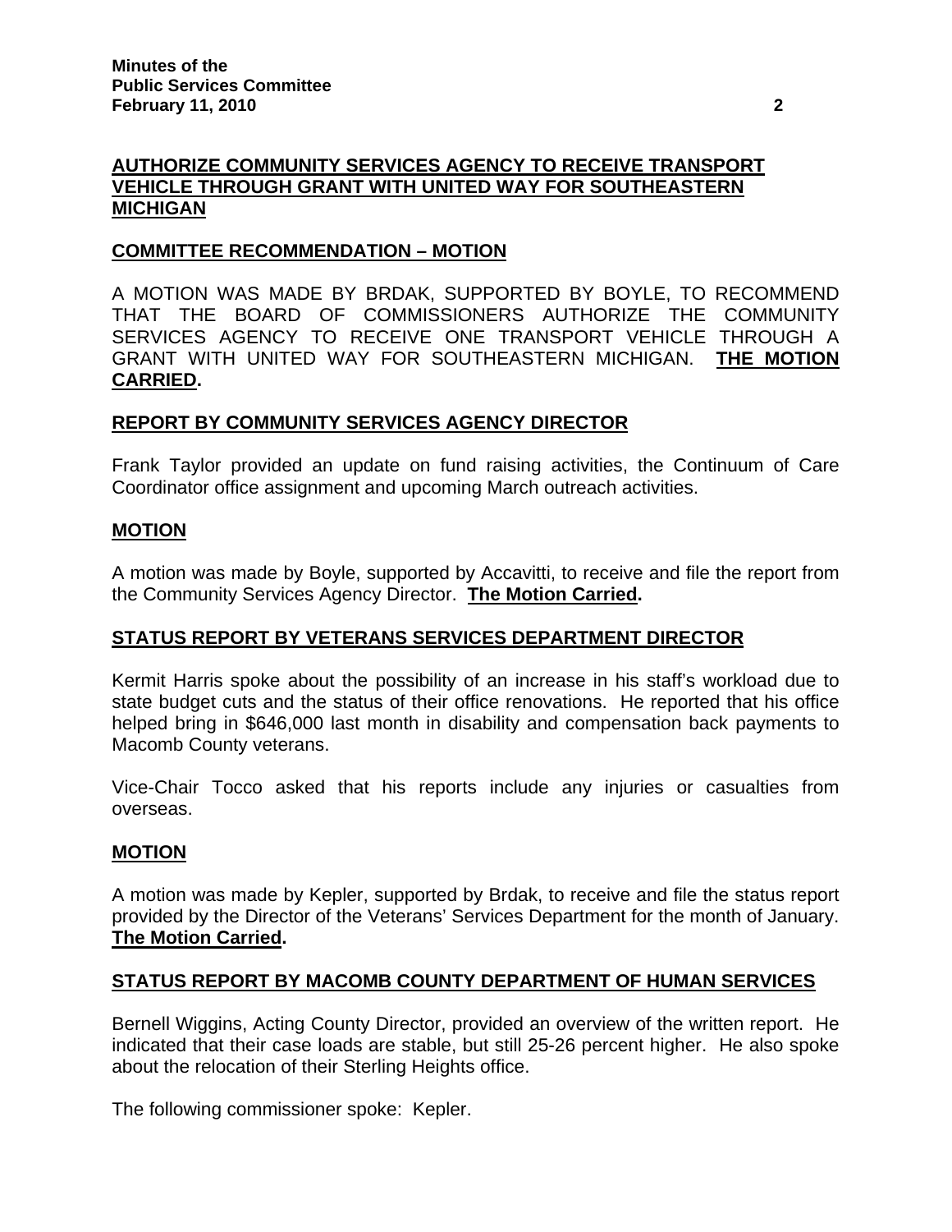## AUTHORIZE COMMUNITY SERVICES AGENCY TO RECEIVE TRANSPORT VEHICLE THROUGH GRANT WITH UNITED WAY FOR SOUTHEASTERN MICHIGAN

### COMMITTEE RECOMMENDATION – MOTION

A MOTION WAS MADE BY BRDAK, SUPPORTED BY BOYLE, TO RECOMMEND THAT THE BOARD OF COMMISSIONERS AUTHORIZE THE COMMUNITY SERVICES AGENCY TO RECEIVE ONE TRANSPORT VEHICLE THROUGH A GRANT WITH UNITED WAY FOR SOUTHEASTERN MICHIGAN. **THE MOTION CARRIED.**

## REPORT BY COMMUNITY SERVICES AGENCY DIRECTOR

Frank Taylor provided an update on fund raising activities, the Continuum of Care Coordinator office assignment and upcoming March outreach activities.

### MOTION

A motion was made by Boyle, supported by Accavitti, to receive and file the report from the Community Services Agency Director. **The Motion Carried.**

## STATUS REPORT BY VETERANS SERVICES DEPARTMENT DIRECTOR

Kermit Harris spoke about the possibility of an increase in his staff's workload due to state budget cuts and the status of their office renovations. He reported that his office helped bring in $646,000 last month in disability and compensation back payments to Macomb County veterans.

Vice-Chair Tocco asked that his reports include any injuries or casualties from overseas.

### MOTION

A motion was made by Kepler, supported by Brdak, to receive and file the status report provided by the Director of the Veterans' Services Department for the month of January. **The Motion Carried.**

## STATUS REPORT BY MACOMB COUNTY DEPARTMENT OF HUMAN SERVICES

Bernell Wiggins, Acting County Director, provided an overview of the written report. He indicated that their case loads are stable, but still 25-26 percent higher. He also spoke about the relocation of their Sterling Heights office.

The following commissioner spoke: Kepler.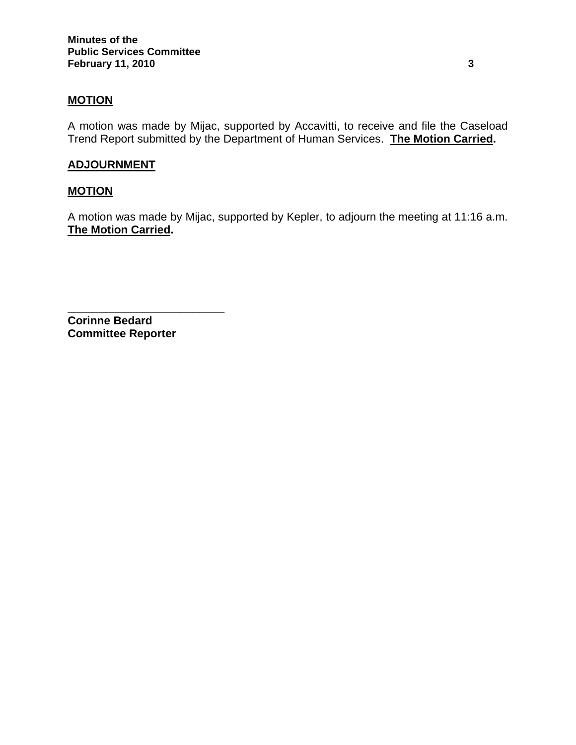**MOTION**

A motion was made by Mijac, supported by Accavitti, to receive and file the Caseload Trend Report submitted by the Department of Human Services. **The Motion Carried.**

**ADJOURNMENT**

**MOTION**

A motion was made by Mijac, supported by Kepler, to adjourn the meeting at 11:16 a.m. **The Motion Carried.**

\_\_\_\_\_\_\_\_\_\_\_\_\_\_\_\_\_\_\_\_\_\_\_\_\_\_\_\_

**Corinne Bedard**
**Committee Reporter**